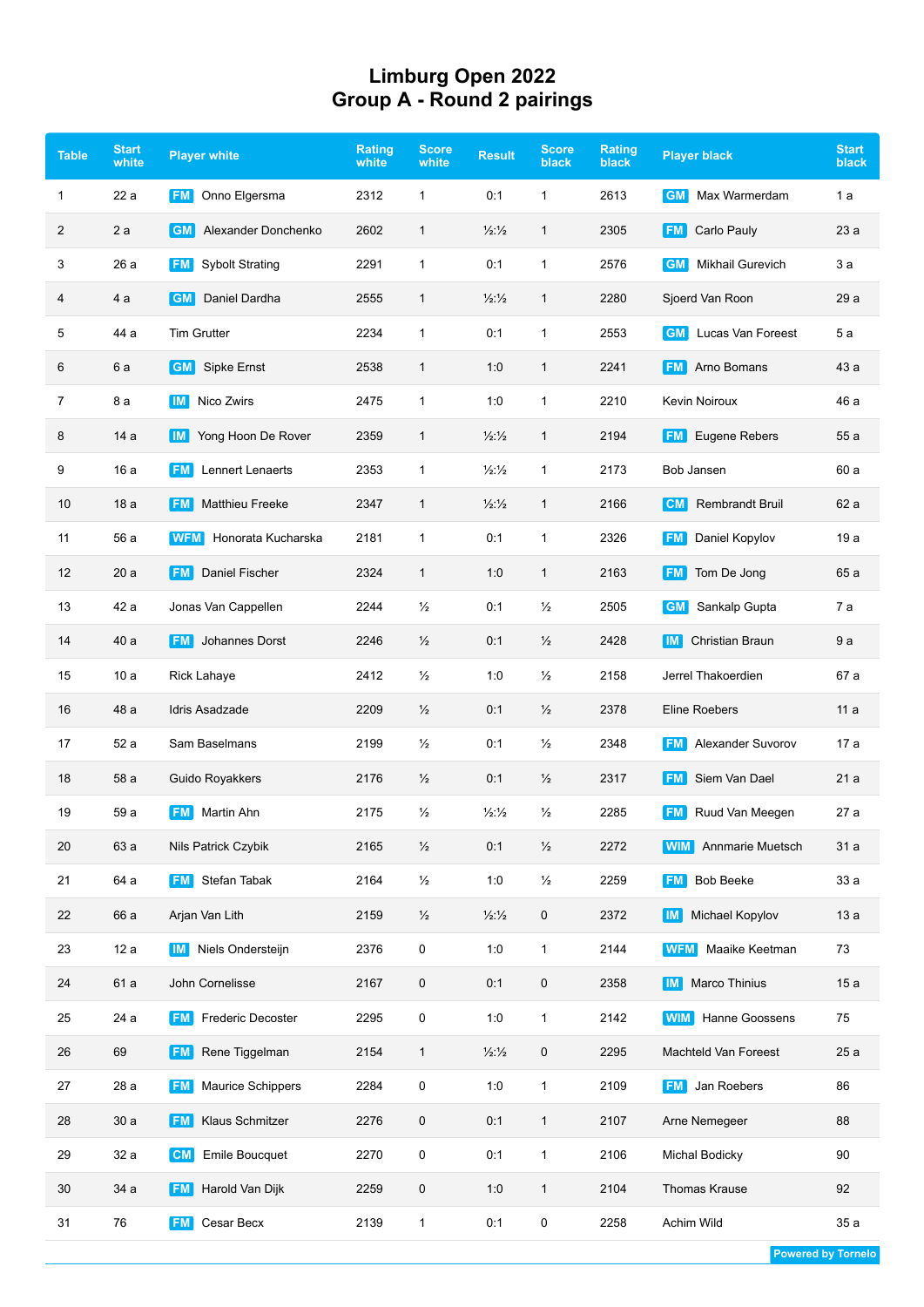# Limburg Open 2022
## Group A - Round 2 pairings

| Table | Start white | Player white | Rating white | Score white | Result | Score black | Rating black | Player black | Start black |
|---|---|---|---|---|---|---|---|---|---|
| 1 | 22 a | FM Onno Elgersma | 2312 | 1 | 0:1 | 1 | 2613 | GM Max Warmerdam | 1 a |
| 2 | 2 a | GM Alexander Donchenko | 2602 | 1 | ½:½ | 1 | 2305 | FM Carlo Pauly | 23 a |
| 3 | 26 a | FM Sybolt Strating | 2291 | 1 | 0:1 | 1 | 2576 | GM Mikhail Gurevich | 3 a |
| 4 | 4 a | GM Daniel Dardha | 2555 | 1 | ½:½ | 1 | 2280 | Sjoerd Van Roon | 29 a |
| 5 | 44 a | Tim Grutter | 2234 | 1 | 0:1 | 1 | 2553 | GM Lucas Van Foreest | 5 a |
| 6 | 6 a | GM Sipke Ernst | 2538 | 1 | 1:0 | 1 | 2241 | FM Arno Bomans | 43 a |
| 7 | 8 a | IM Nico Zwirs | 2475 | 1 | 1:0 | 1 | 2210 | Kevin Noiroux | 46 a |
| 8 | 14 a | IM Yong Hoon De Rover | 2359 | 1 | ½:½ | 1 | 2194 | FM Eugene Rebers | 55 a |
| 9 | 16 a | FM Lennert Lenaerts | 2353 | 1 | ½:½ | 1 | 2173 | Bob Jansen | 60 a |
| 10 | 18 a | FM Matthieu Freeke | 2347 | 1 | ½:½ | 1 | 2166 | CM Rembrandt Bruil | 62 a |
| 11 | 56 a | WFM Honorata Kucharska | 2181 | 1 | 0:1 | 1 | 2326 | FM Daniel Kopylov | 19 a |
| 12 | 20 a | FM Daniel Fischer | 2324 | 1 | 1:0 | 1 | 2163 | FM Tom De Jong | 65 a |
| 13 | 42 a | Jonas Van Cappellen | 2244 | ½ | 0:1 | ½ | 2505 | GM Sankalp Gupta | 7 a |
| 14 | 40 a | FM Johannes Dorst | 2246 | ½ | 0:1 | ½ | 2428 | IM Christian Braun | 9 a |
| 15 | 10 a | Rick Lahaye | 2412 | ½ | 1:0 | ½ | 2158 | Jerrel Thakoerdien | 67 a |
| 16 | 48 a | Idris Asadzade | 2209 | ½ | 0:1 | ½ | 2378 | Eline Roebers | 11 a |
| 17 | 52 a | Sam Baselmans | 2199 | ½ | 0:1 | ½ | 2348 | FM Alexander Suvorov | 17 a |
| 18 | 58 a | Guido Royakkers | 2176 | ½ | 0:1 | ½ | 2317 | FM Siem Van Dael | 21 a |
| 19 | 59 a | FM Martin Ahn | 2175 | ½ | ½:½ | ½ | 2285 | FM Ruud Van Meegen | 27 a |
| 20 | 63 a | Nils Patrick Czybik | 2165 | ½ | 0:1 | ½ | 2272 | WIM Annmarie Muetsch | 31 a |
| 21 | 64 a | FM Stefan Tabak | 2164 | ½ | 1:0 | ½ | 2259 | FM Bob Beeke | 33 a |
| 22 | 66 a | Arjan Van Lith | 2159 | ½ | ½:½ | 0 | 2372 | IM Michael Kopylov | 13 a |
| 23 | 12 a | IM Niels Ondersteijn | 2376 | 0 | 1:0 | 1 | 2144 | WFM Maaike Keetman | 73 |
| 24 | 61 a | John Cornelisse | 2167 | 0 | 0:1 | 0 | 2358 | IM Marco Thinius | 15 a |
| 25 | 24 a | FM Frederic Decoster | 2295 | 0 | 1:0 | 1 | 2142 | WIM Hanne Goossens | 75 |
| 26 | 69 | FM Rene Tiggelman | 2154 | 1 | ½:½ | 0 | 2295 | Machteld Van Foreest | 25 a |
| 27 | 28 a | FM Maurice Schippers | 2284 | 0 | 1:0 | 1 | 2109 | FM Jan Roebers | 86 |
| 28 | 30 a | FM Klaus Schmitzer | 2276 | 0 | 0:1 | 1 | 2107 | Arne Nemegeer | 88 |
| 29 | 32 a | CM Emile Boucquet | 2270 | 0 | 0:1 | 1 | 2106 | Michal Bodicky | 90 |
| 30 | 34 a | FM Harold Van Dijk | 2259 | 0 | 1:0 | 1 | 2104 | Thomas Krause | 92 |
| 31 | 76 | FM Cesar Becx | 2139 | 1 | 0:1 | 0 | 2258 | Achim Wild | 35 a |

Powered by Tornelo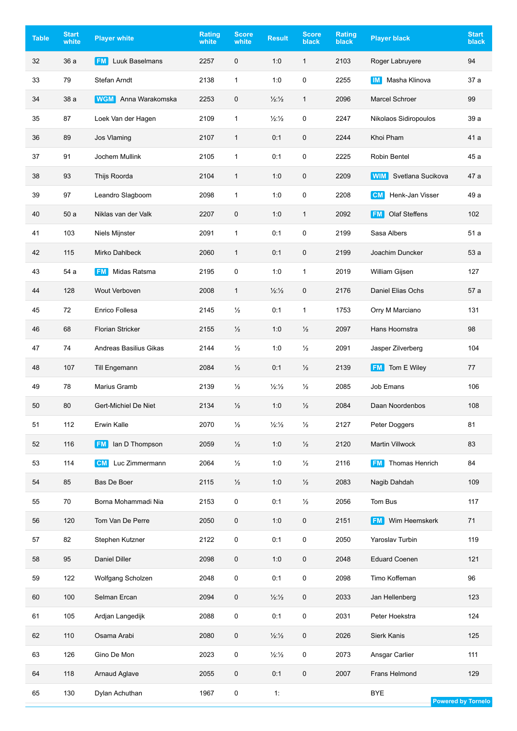| Table | Start white | Player white | Rating white | Score white | Result | Score black | Rating black | Player black | Start black |
|---|---|---|---|---|---|---|---|---|---|
| 32 | 36 a | FM Luuk Baselmans | 2257 | 0 | 1:0 | 1 | 2103 | Roger Labruyere | 94 |
| 33 | 79 | Stefan Arndt | 2138 | 1 | 1:0 | 0 | 2255 | IM Masha Klinova | 37 a |
| 34 | 38 a | WGM Anna Warakomska | 2253 | 0 | ½:½ | 1 | 2096 | Marcel Schroer | 99 |
| 35 | 87 | Loek Van der Hagen | 2109 | 1 | ½:½ | 0 | 2247 | Nikolaos Sidiropoulos | 39 a |
| 36 | 89 | Jos Vlaming | 2107 | 1 | 0:1 | 0 | 2244 | Khoi Pham | 41 a |
| 37 | 91 | Jochem Mullink | 2105 | 1 | 0:1 | 0 | 2225 | Robin Bentel | 45 a |
| 38 | 93 | Thijs Roorda | 2104 | 1 | 1:0 | 0 | 2209 | WIM Svetlana Sucikova | 47 a |
| 39 | 97 | Leandro Slagboom | 2098 | 1 | 1:0 | 0 | 2208 | CM Henk-Jan Visser | 49 a |
| 40 | 50 a | Niklas van der Valk | 2207 | 0 | 1:0 | 1 | 2092 | FM Olaf Steffens | 102 |
| 41 | 103 | Niels Mijnster | 2091 | 1 | 0:1 | 0 | 2199 | Sasa Albers | 51 a |
| 42 | 115 | Mirko Dahlbeck | 2060 | 1 | 0:1 | 0 | 2199 | Joachim Duncker | 53 a |
| 43 | 54 a | FM Midas Ratsma | 2195 | 0 | 1:0 | 1 | 2019 | William Gijsen | 127 |
| 44 | 128 | Wout Verboven | 2008 | 1 | ½:½ | 0 | 2176 | Daniel Elias Ochs | 57 a |
| 45 | 72 | Enrico Follesa | 2145 | ½ | 0:1 | 1 | 1753 | Orry M Marciano | 131 |
| 46 | 68 | Florian Stricker | 2155 | ½ | 1:0 | ½ | 2097 | Hans Hoornstra | 98 |
| 47 | 74 | Andreas Basilius Gikas | 2144 | ½ | 1:0 | ½ | 2091 | Jasper Zilverberg | 104 |
| 48 | 107 | Till Engemann | 2084 | ½ | 0:1 | ½ | 2139 | FM Tom E Wiley | 77 |
| 49 | 78 | Marius Gramb | 2139 | ½ | ½:½ | ½ | 2085 | Job Emans | 106 |
| 50 | 80 | Gert-Michiel De Niet | 2134 | ½ | 1:0 | ½ | 2084 | Daan Noordenbos | 108 |
| 51 | 112 | Erwin Kalle | 2070 | ½ | ½:½ | ½ | 2127 | Peter Doggers | 81 |
| 52 | 116 | FM Ian D Thompson | 2059 | ½ | 1:0 | ½ | 2120 | Martin Villwock | 83 |
| 53 | 114 | CM Luc Zimmermann | 2064 | ½ | 1:0 | ½ | 2116 | FM Thomas Henrich | 84 |
| 54 | 85 | Bas De Boer | 2115 | ½ | 1:0 | ½ | 2083 | Nagib Dahdah | 109 |
| 55 | 70 | Borna Mohammadi Nia | 2153 | 0 | 0:1 | ½ | 2056 | Tom Bus | 117 |
| 56 | 120 | Tom Van De Perre | 2050 | 0 | 1:0 | 0 | 2151 | FM Wim Heemskerk | 71 |
| 57 | 82 | Stephen Kutzner | 2122 | 0 | 0:1 | 0 | 2050 | Yaroslav Turbin | 119 |
| 58 | 95 | Daniel Diller | 2098 | 0 | 1:0 | 0 | 2048 | Eduard Coenen | 121 |
| 59 | 122 | Wolfgang Scholzen | 2048 | 0 | 0:1 | 0 | 2098 | Timo Koffeman | 96 |
| 60 | 100 | Selman Ercan | 2094 | 0 | ½:½ | 0 | 2033 | Jan Hellenberg | 123 |
| 61 | 105 | Ardjan Langedijk | 2088 | 0 | 0:1 | 0 | 2031 | Peter Hoekstra | 124 |
| 62 | 110 | Osama Arabi | 2080 | 0 | ½:½ | 0 | 2026 | Sierk Kanis | 125 |
| 63 | 126 | Gino De Mon | 2023 | 0 | ½:½ | 0 | 2073 | Ansgar Carlier | 111 |
| 64 | 118 | Arnaud Aglave | 2055 | 0 | 0:1 | 0 | 2007 | Frans Helmond | 129 |
| 65 | 130 | Dylan Achuthan | 1967 | 0 | 1: | | | BYE | |

Powered by Tornelo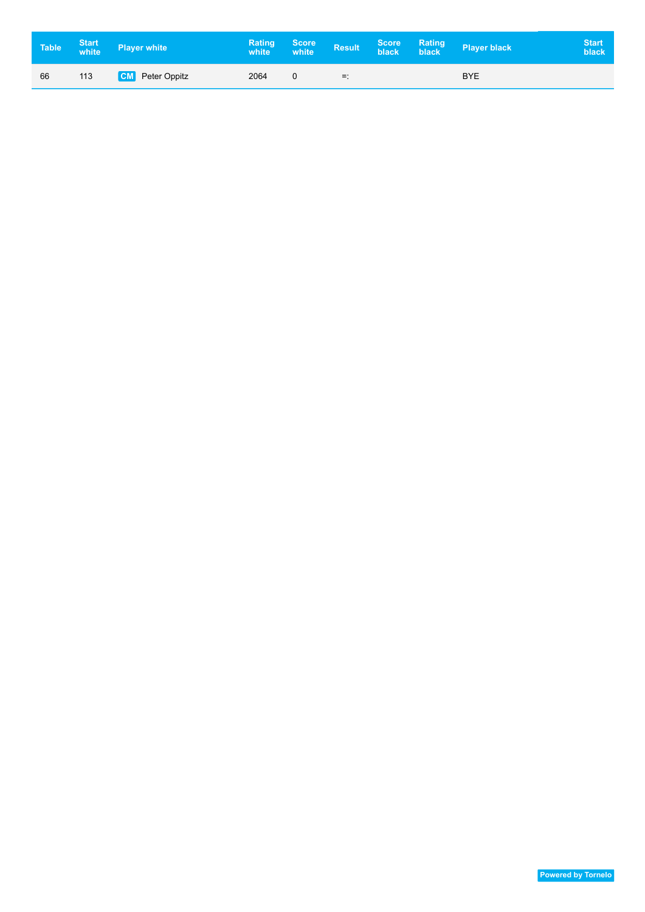| Table | Start white | Player white | Rating white | Score white | Result | Score black | Rating black | Player black | Start black |
| --- | --- | --- | --- | --- | --- | --- | --- | --- | --- |
| 66 | 113 | CM Peter Oppitz | 2064 | 0 | =: | | | BYE | |